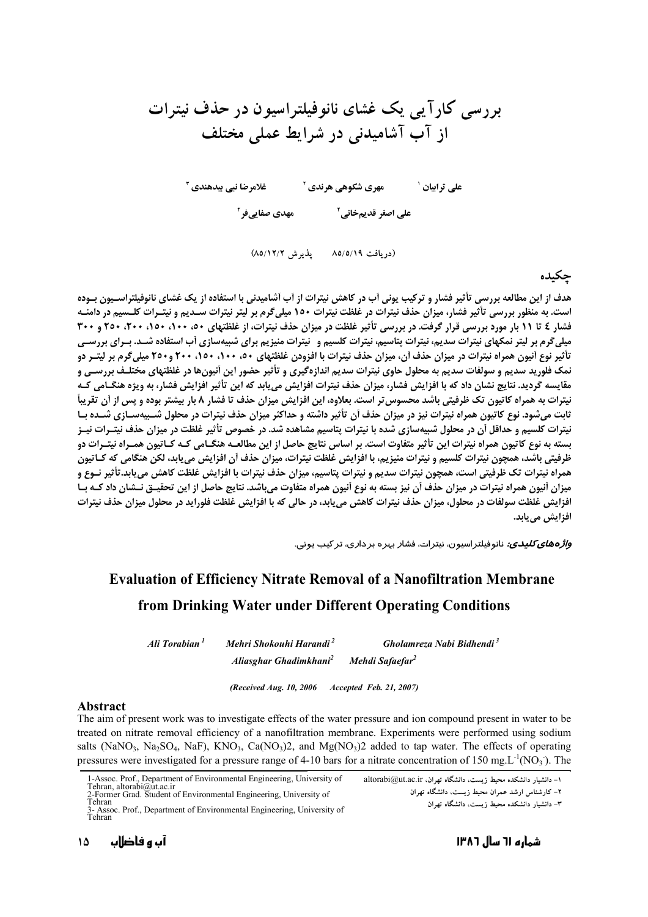# بررسی کارآیی یک غشای نانوفیلتراسیون در حذف نیترات از آب آشامیدنی در شرایط عملی مختلف

علی ترابیان [1] مهری شکوهی هرندی [2] غلامرضا نبی بیدهندی [3]

علی اصغر قدیم‌خانی [2] مهدی صفایی‌فر [2]

(دریافت ۸۵/۵/۱۹ پذیرش ۸۵/۱۲/۲)

## چکیده

هدف از این مطالعه بررسی تأثیر فشار و ترکیب یونی آب در کاهش نیترات از آب آشامیدنی با استفاده از یک غشای نانوفیلتراسیون بوده است. به منظور بررسی تأثیر فشار، میزان حذف نیترات در غلظت نیترات ۱۵۰ میلی‌گرم بر لیتر نیترات سدیم و نیترات کلسیم در دامنه فشار ٤ تا ۱۱ بار مورد بررسی قرار گرفت. در بررسی تأثیر غلظت در میزان حذف نیترات، از غلظتهای ۵۰، ۱۰۰، ۱۵۰، ۲۰۰، ۲۵۰ و ۳۰۰ میلی‌گرم بر لیتر نمکهای نیترات سدیم، نیترات پتاسیم، نیترات کلسیم و نیترات منیزیم برای شبیه‌سازی آب استفاده شد. برای بررسی تأثیر نوع آنیون همراه نیترات در میزان حذف آن، میزان حذف نیترات با افزودن غلظتهای ۵۰، ۱۰۰، ۱۵۰، ۲۰۰ و۲۵۰ میلی‌گرم بر لیتر دو نمک فلورید سدیم و سولفات سدیم به محلول حاوی نیترات سدیم اندازه‌گیری و تأثیر حضور این آنیون‌ها در غلظتهای مختلف بررسی و مقایسه گردید. نتایج نشان داد که با افزایش فشار، میزان حذف نیترات افزایش می‌یابد که این تأثیر افزایش فشار، به ویژه هنگامی که نیترات به همراه کاتیون تک ظرفیتی باشد محسوس‌تر است. بعلاوه، این افزایش میزان حذف تا فشار ۸ بار بیشتر بوده و پس از آن تقریباً ثابت می‌شود. نوع کاتیون همراه نیترات نیز در میزان حذف آن تأثیر داشته و حداکثر میزان حذف نیترات در محلول شبیه‌سازی شده با نیترات کلسیم و حداقل آن در محلول شبیه‌سازی شده با نیترات پتاسیم مشاهده شد. در خصوص تأثیر غلظت در میزان حذف نیترات نیز بسته به نوع کاتیون همراه نیترات این تأثیر متفاوت است. بر اساس نتایج حاصل از این مطالعه هنگامی که کاتیون همراه نیترات دو ظرفیتی باشد، همچون نیترات کلسیم و نیترات منیزیم، با افزایش غلظت نیترات، میزان حذف آن افزایش می‌یابد، لکن هنگامی که کاتیون همراه نیترات تک ظرفیتی است، همچون نیترات سدیم و نیترات پتاسیم، میزان حذف نیترات با افزایش غلظت کاهش می‌یابد.تأثیر نوع و میزان آنیون همراه نیترات در میزان حذف آن نیز بسته به نوع آنیون همراه متفاوت می‌باشد. نتایج حاصل از این تحقیق نشان داد که با افزایش غلظت سولفات در محلول، میزان حذف نیترات کاهش می‌یابد، در حالی که با افزایش غلظت فلوراید در محلول میزان حذف نیترات افزایش می‌یابد.

***واژه‌های کلیدی:*** نانوفیلتراسیون، نیترات، فشار بهره برداری، ترکیب یونی.

# Evaluation of Efficiency Nitrate Removal of a Nanofiltration Membrane from Drinking Water under Different Operating Conditions

*Ali Torabian [1]* *Mehri Shokouhi Harandi [2]* *Gholamreza Nabi Bidhendi [3]*

*Aliasghar Ghadimkhani [2]* *Mehdi Safaefar [2]*

*(Received Aug. 10, 2006 Accepted Feb. 21, 2007)*

## Abstract

The aim of present work was to investigate effects of the water pressure and ion compound present in water to be treated on nitrate removal efficiency of a nanofiltration membrane. Experiments were performed using sodium salts ($NaNO_3$, $Na_2SO_4$, NaF), $KNO_3$, $Ca(NO_3)2$, and $Mg(NO_3)2$ added to tap water. The effects of operating pressures were investigated for a pressure range of 4-10 bars for a nitrate concentration of 150 $mg.L^{-1}(NO_3^-)$. The

1-Assoc. Prof., Department of Environmental Engineering, University of Tehran, altorabi@ut.ac.ir
2-Former Grad. Student of Environmental Engineering, University of Tehran
3- Assoc. Prof., Department of Environmental Engineering, University of Tehran

۱- دانشیار دانشکده محیط زیست، دانشگاه تهران، altorabi@ut.ac.ir
۲- کارشناس ارشد عمران محیط زیست، دانشگاه تهران
۳- دانشیار دانشکده محیط زیست، دانشگاه تهران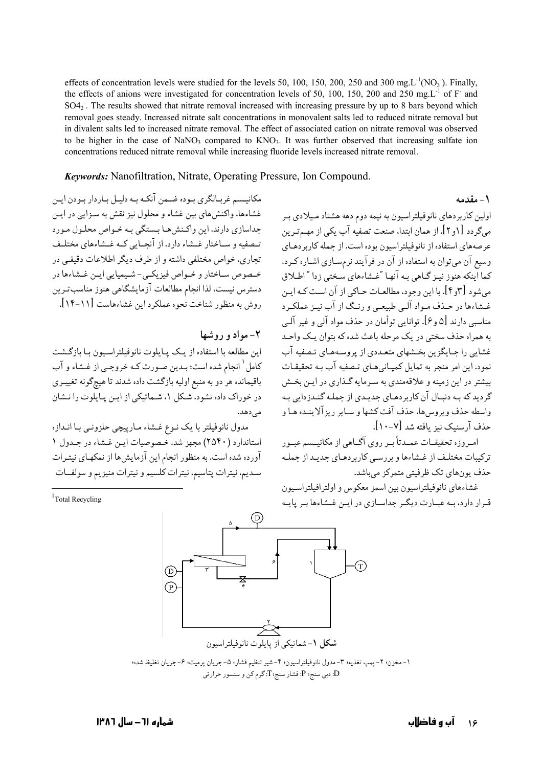effects of concentration levels were studied for the levels 50, 100, 150, 200, 250 and 300 mg.L$^{-1}$($NO_3^-$). Finally, the effects of anions were investigated for concentration levels of 50, 100, 150, 200 and 250 mg.L$^{-1}$ of $F^-$ and $SO4_2^-$. The results showed that nitrate removal increased with increasing pressure by up to 8 bars beyond which removal goes steady. Increased nitrate salt concentrations in monovalent salts led to reduced nitrate removal but in divalent salts led to increased nitrate removal. The effect of associated cation on nitrate removal was observed to be higher in the case of $NaNO_3$ compared to $KNO_3$. It was further observed that increasing sulfate ion concentrations reduced nitrate removal while increasing fluoride levels increased nitrate removal.

***Keywords:*** Nanofiltration, Nitrate, Operating Pressure, Ion Compound.

## ۱- مقدمه

اولین کاربردهای نانوفیلتراسیون به نیمه دوم دهه هشتاد میلادی بر می‌گردد [۱و۲]. از همان ابتدا، صنعت تصفیه آب یکی از مهم‌ترین عرصه‌های استفاده از نانوفیلتراسیون بوده است. از جمله کاربردهای وسیع آن می‌توان به استفاده از آن در فرآیند نرم‌سازی اشاره کرد. کما اینکه هنوز نیز گاهی به آنها "غشاهای سختی زدا" اطلاق می‌شود [۳و۴]. با این وجود، مطالعات حاکی از آن است که این غشاها در حذف مواد آلی طبیعی و رنگ از آب نیز عملکرد مناسبی دارند [۵و۶]. توانایی توأمان در حذف مواد آلی و غیر آلی به همراه حذف سختی در یک مرحله باعث شده که بتوان یک واحد غشایی را جایگزین بخشهای متعددی از پروسه‌های تصفیه آب نمود. این امر منجر به تمایل کمپانی‌های تصفیه آب به تحقیقات بیشتر در این زمینه و علاقه‌مندی به سرمایه گذاری در این بخش گردید که به دنبال آن کاربردهای جدیدی از جمله گندزدایی به واسطه حذف ویروس‌ها، حذف آفت کشها و سایر ریزآلاینده ها و حذف آرسنیک نیز یافته شد [۷-۱۰].

امروزه تحقیقات عمدتاً بر روی آگاهی از مکانیسم عبور ترکیبات مختلف از غشاها و بررسی کاربردهای جدید از جمله حذف یون‌های تک ظرفیتی متمرکز می‌باشد.

غشاهای نانوفیلتراسیون بین اسمز معکوس و اولترافیلتراسیون قرار دارد، به عبارت دیگر جداسازی در این غشاها بر پایه مکانیسم غربالگری بوده ضمن آنکه به دلیل باردار بودن این غشاها، واکنش‌های بین غشاء و محلول نیز نقش به سزایی در این جداسازی دارند. این واکنش‌ها بستگی به خواص محلول مورد تصفیه و ساختار غشاء دارد. از آنجایی که غشاهای مختلف تجاری، خواص مختلفی داشته و از طرف دیگر اطلاعات دقیقی در خصوص ساختار و خواص فیزیکی- شیمیایی این غشاها در دسترس نیست، لذا انجام مطالعات آزمایشگاهی هنوز مناسب‌ترین روش به منظور شناخت نحوه عملکرد این غشاهاست [۱۱-۱۴].

## ۲- مواد و روشها

این مطالعه با استفاده از یک پایلوت نانوفیلتراسیون با بازگشت کامل[1] انجام شده است؛ بدین صورت که خروجی از غشاء و آب باقیمانده هر دو به منبع اولیه بازگشت داده شدند تا هیچگونه تغییری در خوراک داده نشود. شکل ۱، شماتیکی از این پایلوت را نشان می‌دهد.

مدول نانوفیلتر با یک نوع غشاء مارپیچی حلزونی با اندازه استاندارد (۲۵۴۰) مجهز شد. خصوصیات این غشاء در جدول ۱ آورده شده است. به منظور انجام این آزمایش‌ها از نمکهای نیترات سدیم، نیترات پتاسیم، نیترات کلسیم و نیترات منیزیم و سولفات

[1]Total Recycling

**شکل ۱**- شماتیکی از پایلوت نانوفیلتراسیون

۱- مخزن؛ ۲- پمپ تغذیه؛ ۳- مدول نانوفیلتراسیون؛ ۴- شیر تنظیم فشار؛ ۵- جریان پرمیت؛ ۶- جریان تغلیظ شده؛ D: دبی سنج؛ P: فشار سنج؛T: گرم کن و سنسور حرارتی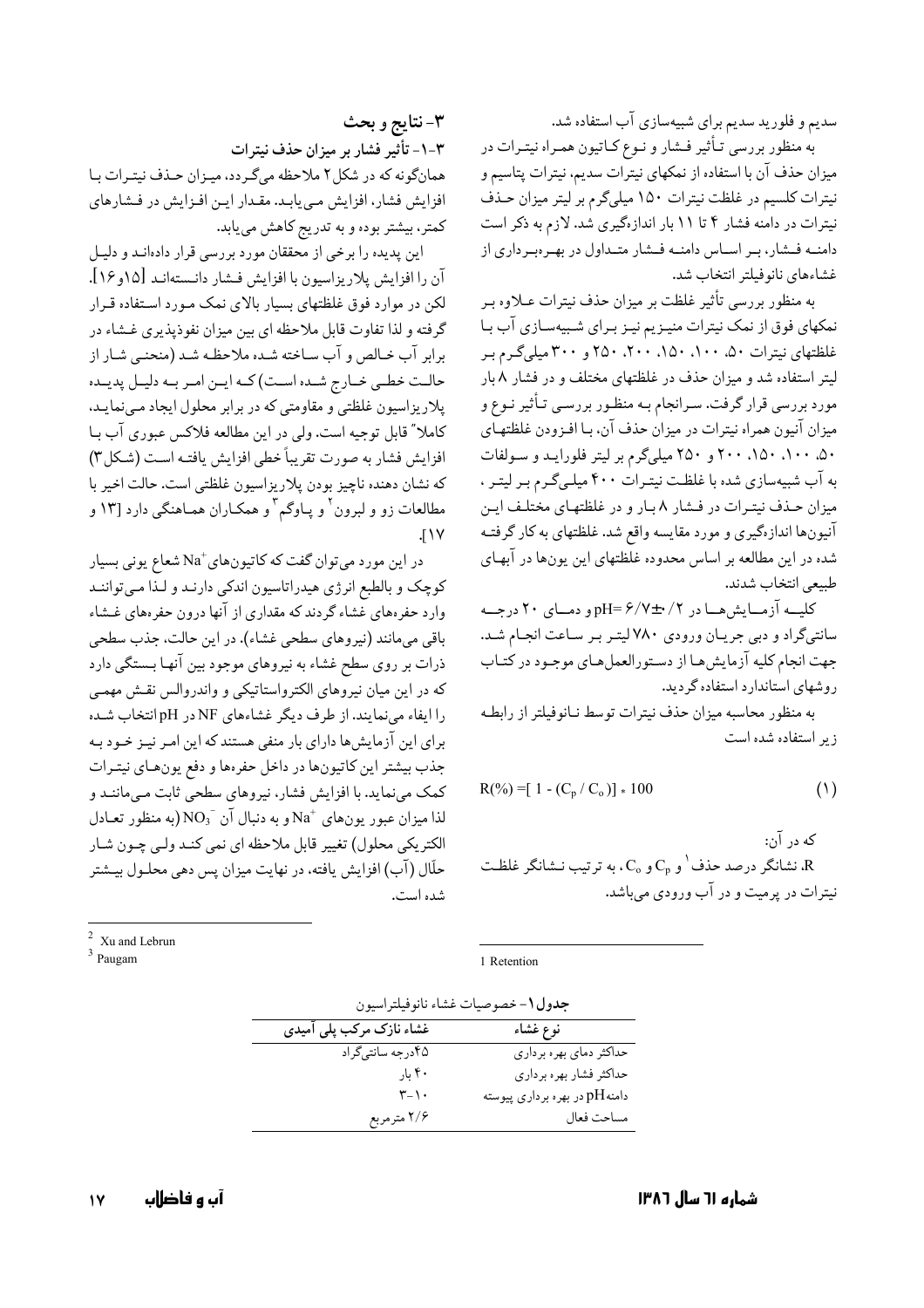سدیم و فلورید سدیم برای شبیه‌سازی آب استفاده شد.

به منظور بررسی تأثیر فشار و نوع کاتیون همراه نیترات در میزان حذف آن با استفاده از نمکهای نیترات سدیم، نیترات پتاسیم و نیترات کلسیم در غلظت نیترات ۱۵۰ میلی‌گرم بر لیتر میزان حذف نیترات در دامنه فشار ۴ تا ۱۱ بار اندازه‌گیری شد. لازم به ذکر است دامنه فشار، بر اساس دامنه فشار متداول در بهره‌برداری از غشاهای نانوفیلتر انتخاب شد.

به منظور بررسی تأثیر غلظت بر میزان حذف نیترات علاوه بر نمکهای فوق از نمک نیترات منیزیم نیز برای شبیه‌سازی آب با غلظتهای نیترات ۵۰، ۱۰۰، ۱۵۰، ۲۰۰، ۲۵۰ و ۳۰۰ میلی‌گرم بر لیتر استفاده شد و میزان حذف در غلظتهای مختلف و در فشار ۸ بار مورد بررسی قرار گرفت. سرانجام به منظور بررسی تأثیر نوع و میزان آنیون همراه نیترات در میزان حذف آن، با افزودن غلظتهای ۵۰، ۱۰۰، ۱۵۰، ۲۰۰ و ۲۵۰ میلی‌گرم بر لیتر فلوراید و سولفات به آب شبیه‌سازی شده با غلظت نیترات ۴۰۰ میلی‌گرم بر لیتر، میزان حذف نیترات در فشار ۸ بار و در غلظتهای مختلف این آنیونها اندازه‌گیری و مورد مقایسه واقع شد. غلظتهای به کار گرفته شده در این مطالعه بر اساس محدوده غلظتهای این یونها در آبهای طبیعی انتخاب شدند.

کلیه آزمایشها در $pH= 6/7 \pm 0/2$ و دمای ۲۰ درجه سانتی‌گراد و دبی جریان ورودی ۷۸۰ لیتر بر ساعت انجام شد. جهت انجام کلیه آزمایشها از دستورالعمل‌های موجود در کتاب روشهای استاندارد استفاده گردید.

به منظور محاسبه میزان حذف نیترات توسط نانوفیلتر از رابطه زیر استفاده شده است

$$R(\%) =[ 1 - (C_p / C_o)] * 100 \qquad (1)$$

که در آن:

R، نشانگر درصد حذف [1] و $C_p$ و $C_o$، به ترتیب نشانگر غلظت نیترات در پرمیت و در آب ورودی می‌باشد.

1 Retention

**جدول ۱- خصوصیات غشاء نانوفیلتراسیون**

| نوع غشاء | غشاء نازک مرکب پلی آمیدی |
|---|---|
| حداکثر دمای بهره برداری | ۴۵درجه سانتی‌گراد |
| حداکثر فشار بهره برداری | ۴۰ بار |
| دامنه pH در بهره برداری پیوسته | ۱۰-۳ |
| مساحت فعال | ۲/۶ مترمربع |

## ۳- نتایج و بحث

### ۳-۱- تأثیر فشار بر میزان حذف نیترات

همان‌گونه که در شکل ۲ ملاحظه می‌گردد، میزان حذف نیترات با افزایش فشار، افزایش می‌یابد. مقدار این افزایش در فشارهای کمتر، بیشتر بوده و به تدریج کاهش می‌یابد.

این پدیده را برخی از محققان مورد بررسی قرار داده‌اند و دلیل آن را افزایش پلاریزاسیون با افزایش فشار دانسته‌اند [۱۵و۱۶]. لکن در موارد فوق غلظتهای بسیار بالای نمک مورد استفاده قرار گرفته و لذا تفاوت قابل ملاحظه ای بین میزان نفوذپذیری غشاء در برابر آب خالص و آب ساخته شده ملاحظه شد (منحنی شار از حالت خطی خارج شده است) که این امر به دلیل پدیده پلاریزاسیون غلظتی و مقاومتی که در برابر محلول ایجاد می‌نماید، کاملاً قابل توجیه است. ولی در این مطالعه فلاکس عبوری آب با افزایش فشار به صورت تقریباً خطی افزایش یافته است (شکل ۳) که نشان دهنده ناچیز بودن پلاریزاسیون غلظتی است. حالت اخیر با مطالعات زو و لبرون [2] و پاوگم [3] و همکاران هماهنگی دارد [۱۳ و ۱۷].

در این مورد می‌توان گفت که کاتیونهای $Na^+$ شعاع یونی بسیار کوچک و بالطبع انرژی هیدراتاسیون اندکی دارند و لذا می‌توانند وارد حفره‌های غشاء گردند که مقداری از آنها درون حفره‌های غشاء باقی می‌مانند (نیروهای سطحی غشاء). در این حالت، جذب سطحی ذرات بر روی سطح غشاء به نیروهای موجود بین آنها بستگی دارد که در این میان نیروهای الکترواستاتیکی و واندروالس نقش مهمی را ایفاء می‌نمایند. از طرف دیگر غشاهای NF در pH انتخاب شده برای این آزمایش‌ها دارای بار منفی هستند که این امر نیز خود به جذب بیشتر این کاتیونها در داخل حفره‌ها و دفع یونهای نیترات کمک می‌نماید. با افزایش فشار، نیروهای سطحی ثابت می‌مانند و لذا میزان عبور یونهای $Na^+$ و به دنبال آن $NO_3^-$ (به منظور تعادل الکتریکی محلول) تغییر قابل ملاحظه ای نمی کند ولی چون شار حلّال (آب) افزایش یافته، در نهایت میزان پس دهی محلول بیشتر شده است.

2 Xu and Lebrun

3 Paugam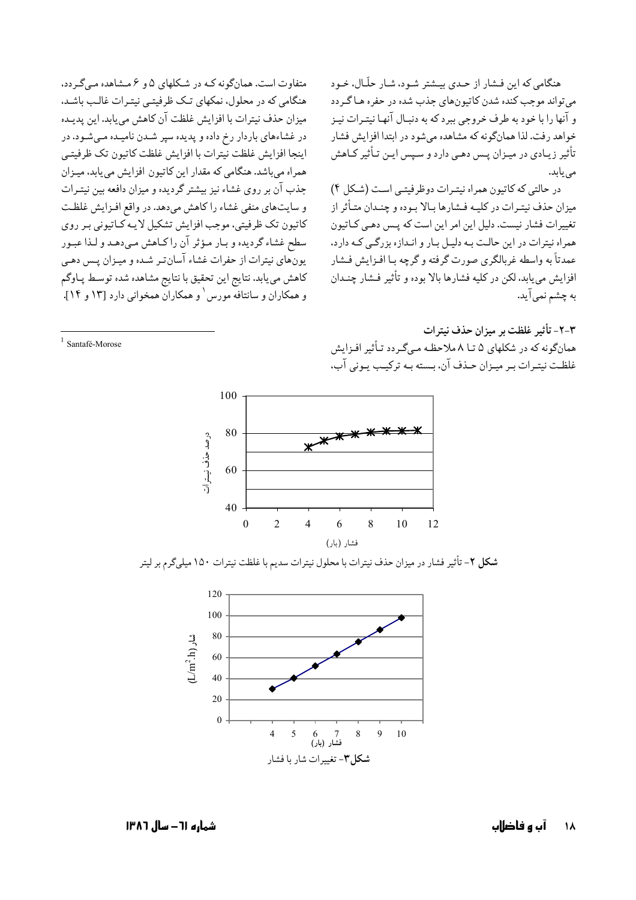هنگامی که این فشار از حدی بیشتر شود، شار حلّال، خود می‌تواند موجب کنده شدن کاتیون‌های جذب شده در حفره‌ها گردد و آنها را با خود به طرف خروجی ببرد که به دنبال آنها نیترات نیز خواهد رفت. لذا همان‌گونه که مشاهده می‌شود در ابتدا افزایش فشار تأثیر زیادی در میزان پس دهی دارد و سپس این تأثیر کاهش می‌یابد.

در حالتی که کاتیون همراه نیترات دوظرفیتی است (شکل ۴) میزان حذف نیترات در کلیه فشارها بالا بوده و چندان متأثر از تغییرات فشار نیست. دلیل این امر این است که پس دهی کاتیون همراه نیترات در این حالت به دلیل بار و اندازه بزرگی که دارد، عمدتاً به واسطه غربالگری صورت گرفته و گرچه با افزایش فشار افزایش می‌یابد، لکن در کلیه فشارها بالا بوده و تأثیر فشار چندان به چشم نمی‌آید.

### ۳-۲- تأثیر غلظت بر میزان حذف نیترات

همان‌گونه که در شکلهای ۵ تا ۸ ملاحظه می‌گردد تأثیر افزایش غلظت نیترات بر میزان حذف آن، بسته به ترکیب یونی آب، متفاوت است. همان‌گونه که در شکلهای ۵ و ۶ مشاهده می‌گردد، هنگامی که در محلول، نمکهای تک ظرفیتی نیترات غالب باشد، میزان حذف نیترات با افزایش غلظت آن کاهش می‌یابد. این پدیده در غشاءهای باردار رخ داده و پدیده سپر شدن نامیده می‌شود. در اینجا افزایش غلظت نیترات با افزایش غلظت کاتیون تک ظرفیتی همراه می‌باشد. هنگامی که مقدار این کاتیون افزایش می‌یابد، میزان جذب آن بر روی غشاء نیز بیشتر گردیده و میزان دافعه بین نیترات و سایت‌های منفی غشاء را کاهش می‌دهد. در واقع افزایش غلظت کاتیون تک ظرفیتی، موجب افزایش تشکیل لایه کاتیونی بر روی سطح غشاء گردیده و بار مؤثر آن را کاهش می‌دهد و لذا عبور یون‌های نیترات از حفرات غشاء آسان‌تر شده و میزان پس دهی کاهش می‌یابد. نتایج این تحقیق با نتایج مشاهده شده توسط پاوگم و همکاران و سانتافه مورس[1] و همکاران همخوانی دارد [۱۳ و ۱۴].

[1] Santafé-Morose

**شکل ۲**- تأثیر فشار در میزان حذف نیترات با محلول نیترات سدیم با غلظت نیترات ۱۵۰ میلی‌گرم بر لیتر

**شکل ۳**- تغییرات شار با فشار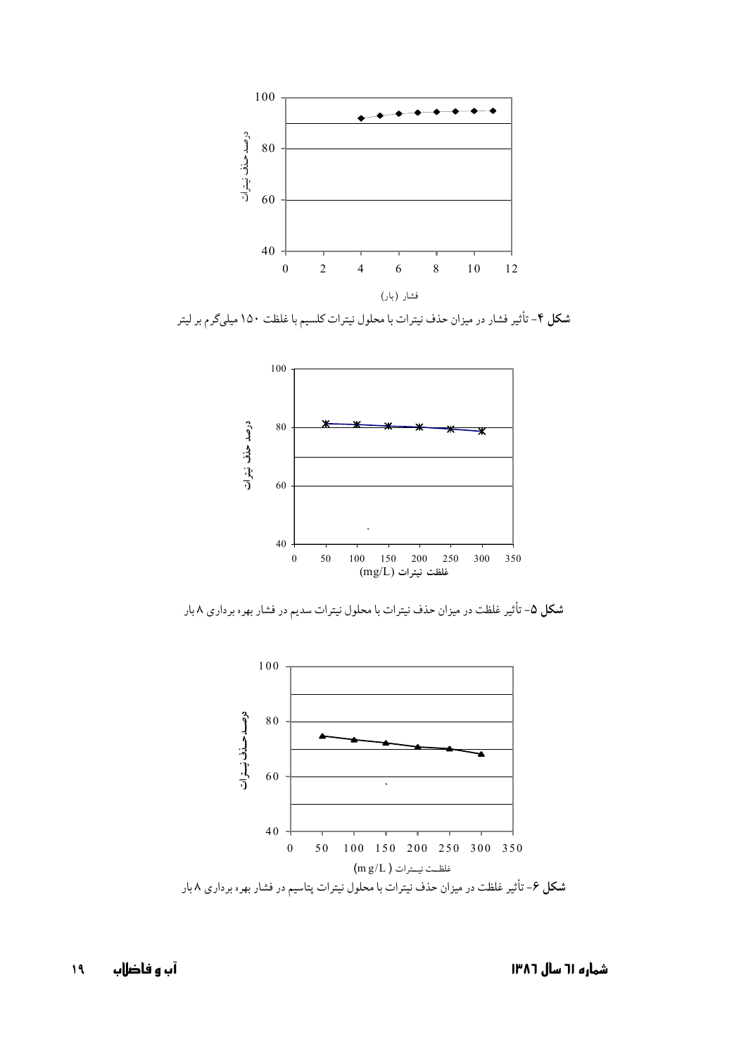**شکل ۴**- تأثیر فشار در میزان حذف نیترات با محلول نیترات کلسیم با غلظت ۱۵۰ میلی‌گرم بر لیتر

**شکل ۵**- تأثیر غلظت در میزان حذف نیترات با محلول نیترات سدیم در فشار بهره برداری ۸ بار

**شکل ۶**- تأثیر غلظت در میزان حذف نیترات با محلول نیترات پتاسیم در فشار بهره برداری ۸ بار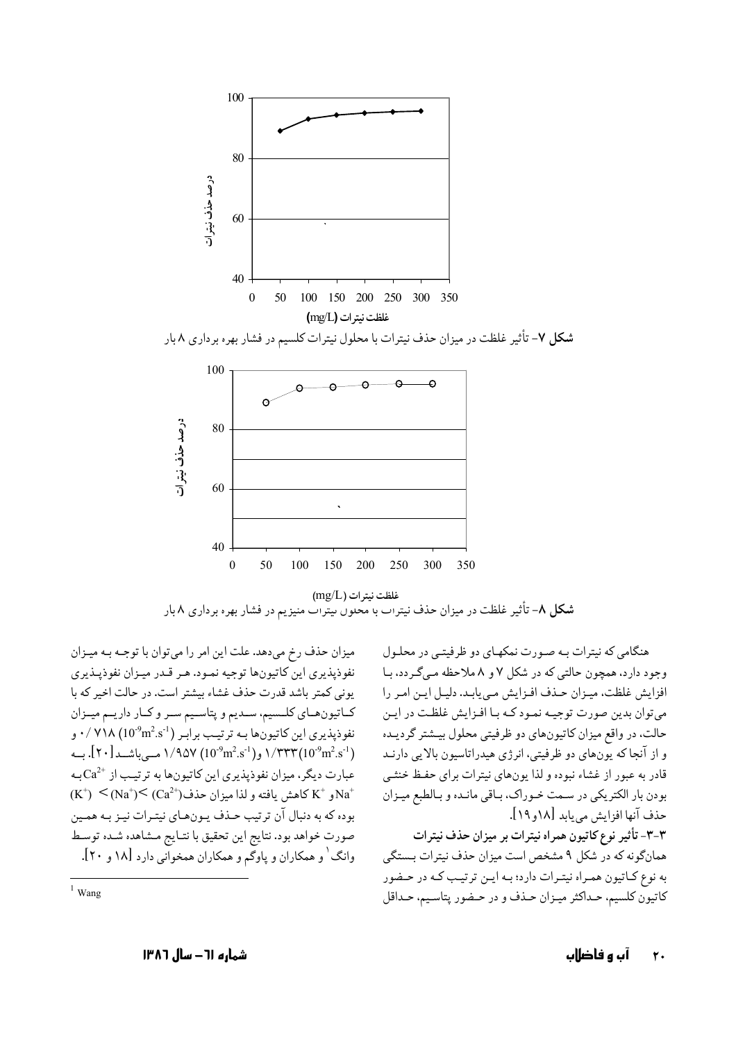شکل ۷- تأثیر غلظت در میزان حذف نیترات با محلول نیترات کلسیم در فشار بهره برداری ۸ بار

شکل ۸- تأثیر غلظت در میزان حذف نیترات با محلول نیترات منیزیم در فشار بهره برداری ۸ بار

هنگامی که نیترات به صورت نمکهای دو ظرفیتی در محلول وجود دارد، همچون حالتی که در شکل ۷ و ۸ ملاحظه می‌گردد، با افزایش غلظت، میزان حذف افزایش می‌یابد. دلیل این امر را می‌توان بدین صورت توجیه نمود که با افزایش غلظت در این حالت، در واقع میزان کاتیون‌های دو ظرفیتی محلول بیشتر گردیده و از آنجا که یون‌های دو ظرفیتی، انرژی هیدراتاسیون بالایی دارند قادر به عبور از غشاء نبوده و لذا یون‌های نیترات برای حفظ خنثی بودن بار الکتریکی در سمت خوراک، باقی مانده و بالطبع میزان حذف آنها افزایش می‌یابد [۱۸و۱۹].

### ۳-۳- تأثیر نوع کاتیون همراه نیترات بر میزان حذف نیترات

همان‌گونه که در شکل ۹ مشخص است میزان حذف نیترات بستگی به نوع کاتیون همراه نیترات دارد؛ به این ترتیب که در حضور کاتیون کلسیم، حداکثر میزان حذف و در حضور پتاسیم، حداقل میزان حذف رخ می‌دهد. علت این امر را می‌توان با توجه به میزان نفوذپذیری این کاتیون‌ها توجیه نمود. هر قدر میزان نفوذپذیری یونی کمتر باشد قدرت حذف غشاء بیشتر است. در حالت اخیر که با کاتیون‌های کلسیم، سدیم و پتاسیم سر و کار داریم میزان نفوذپذیری این کاتیون‌ها به ترتیب برابر $0/718$ $(10^{-9}m^2.s^{-1})$ و $1/333$ $(10^{-9}m^2.s^{-1})$ و $1/957$ $(10^{-9}m^2.s^{-1})$ می‌باشد [۲۰]. به عبارت دیگر، میزان نفوذپذیری این کاتیون‌ها به ترتیب از $Ca^{2+}$ به $Na^+$ و $K^+$ کاهش یافته و لذا میزان حذف $(Ca^{2+}) > (Na^+) > (K^+)$ بوده که به دنبال آن ترتیب حذف یون‌های نیترات نیز به همین صورت خواهد بود. نتایج این تحقیق با نتایج مشاهده شده توسط وانگ [1] و همکاران و پاوگم و همکاران همخوانی دارد [۱۸ و ۲۰].

[1] Wang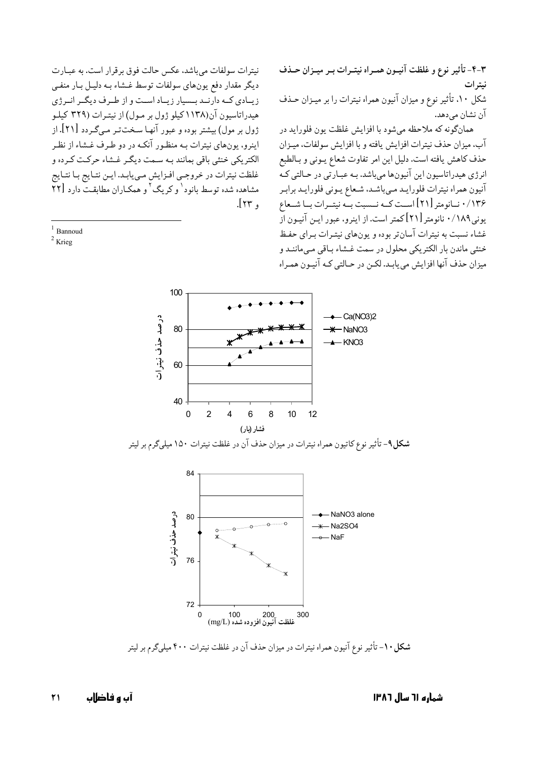### ۳-۴- تأثیر نوع و غلظت آنیون همراه نیترات بر میزان حذف نیترات

شکل ۱۰، تأثیر نوع و میزان آنیون همراه نیترات را بر میزان حذف آن نشان می‌دهد.

همان‌گونه که ملاحظه می‌شود با افزایش غلظت یون فلوراید در آب، میزان حذف نیترات افزایش یافته و با افزایش سولفات، میزان حذف کاهش یافته است. دلیل این امر تفاوت شعاع یونی و بالطبع انرژی هیدراتاسیون این آنیون‌ها می‌باشد. به عبارتی در حالتی که آنیون همراه نیترات فلوراید می‌باشد، شعاع یونی فلوراید برابر ۰/۱۳۶ نانومتر [۲۱] است که نسبت به نیترات با شعاع یونی ۰/۱۸۹ نانومتر [۲۱] کمتر است. از اینرو، عبور این آنیون از غشاء نسبت به نیترات آسان‌تر بوده و یون‌های نیترات برای حفظ خنثی ماندن بار الکتریکی محلول در سمت غشاء باقی می‌مانند و میزان حذف آنها افزایش می‌یابد. لکن در حالتی که آنیون همراه نیترات سولفات می‌باشد، عکس حالت فوق برقرار است. به عبارت دیگر مقدار دفع یون‌های سولفات توسط غشاء به دلیل بار منفی زیادی که دارند بسیار زیاد است و از طرف دیگر انرژی هیدراتاسیون آن(۱۱۳۸کیلو ژول بر مول) از نیترات (۳۲۹ کیلو ژول بر مول) بیشتر بوده و عبور آنها سخت‌تر می‌گردد [۲۱]. از اینرو، یون‌های نیترات به منظور آنکه در دو طرف غشاء از نظر الکتریکی خنثی باقی بمانند به سمت دیگر غشاء حرکت کرده و غلظت نیترات در خروجی افزایش می‌یابد. این نتایج با نتایج مشاهده شده توسط بانود[1] و کریگ[2] و همکاران مطابقت دارد [۲۲ و ۲۳].

[1] Bannoud
[2] Krieg

**شکل۹**- تأثیر نوع کاتیون همراه نیترات در میزان حذف آن در غلظت نیترات ۱۵۰ میلی‌گرم بر لیتر

**شکل۱۰**- تأثیر نوع آنیون همراه نیترات در میزان حذف آن در غلظت نیترات ۴۰۰ میلی‌گرم بر لیتر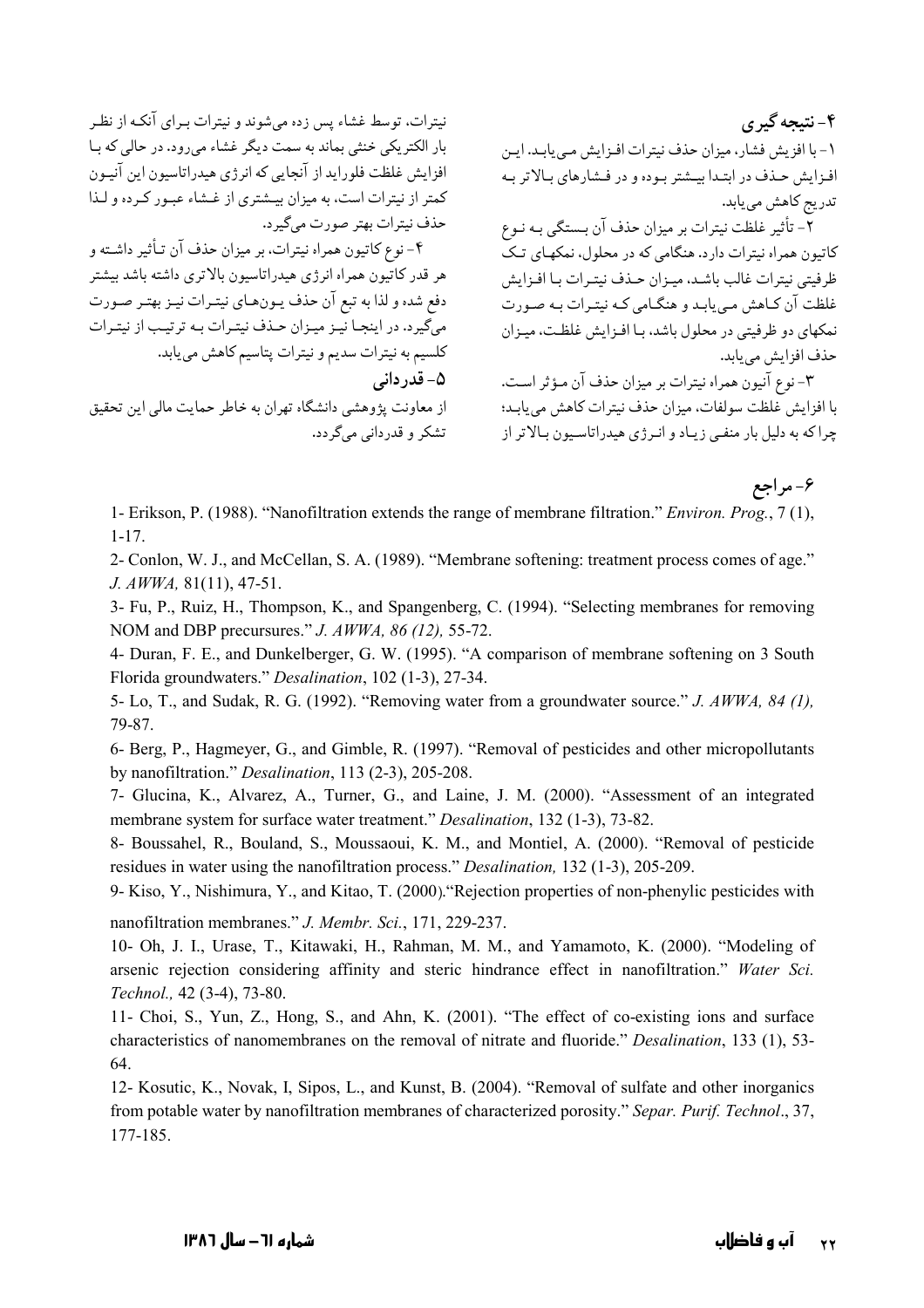## ۴- نتیجه گیری

۱- با افزیش فشار، میزان حذف نیترات افزایش می‌یابد. این افزایش حذف در ابتدا بیشتر بوده و در فشارهای بالاتر به تدریج کاهش می‌یابد.

۲- تأثیر غلظت نیترات بر میزان حذف آن بستگی به نوع کاتیون همراه نیترات دارد. هنگامی که در محلول، نمکهای تک ظرفیتی نیترات غالب باشد، میزان حذف نیترات با افزایش غلظت آن کاهش می‌یابد و هنگامی که نیترات به صورت نمکهای دو ظرفیتی در محلول باشد، با افزایش غلظت، میزان حذف افزایش می‌یابد.

۳- نوع آنیون همراه نیترات بر میزان حذف آن مؤثر است. با افزایش غلظت سولفات، میزان حذف نیترات کاهش می‌یابد؛ چرا که به دلیل بار منفی زیاد و انرژی هیدراتاسیون بالاتر از نیترات، توسط غشاء پس زده می‌شوند و نیترات برای آنکه از نظر بار الکتریکی خنثی بماند به سمت دیگر غشاء می‌رود. در حالی که با افزایش غلظت فلوراید از آنجایی که انرژی هیدراتاسیون این آنیون کمتر از نیترات است، به میزان بیشتری از غشاء عبور کرده و لذا حذف نیترات بهتر صورت می‌گیرد.

۴- نوع کاتیون همراه نیترات، بر میزان حذف آن تأثیر داشته و هر قدر کاتیون همراه انرژی هیدراتاسیون بالاتری داشته باشد بیشتر دفع شده و لذا به تبع آن حذف یون‌های نیترات نیز بهتر صورت می‌گیرد. در اینجا نیز میزان حذف نیترات به ترتیب از نیترات کلسیم به نیترات سدیم و نیترات پتاسیم کاهش می‌یابد.

## ۵- قدردانی

از معاونت پژوهشی دانشگاه تهران به خاطر حمایت مالی این تحقیق تشکر و قدردانی می‌گردد.

## ۶- مراجع

1- Erikson, P. (1988). "Nanofiltration extends the range of membrane filtration." *Environ. Prog.*, 7 (1), 1-17.

2- Conlon, W. J., and McCellan, S. A. (1989). "Membrane softening: treatment process comes of age." *J. AWWA,* 81(11), 47-51.

3- Fu, P., Ruiz, H., Thompson, K., and Spangenberg, C. (1994). "Selecting membranes for removing NOM and DBP precursures." *J. AWWA, 86 (12),* 55-72.

4- Duran, F. E., and Dunkelberger, G. W. (1995). "A comparison of membrane softening on 3 South Florida groundwaters." *Desalination*, 102 (1-3), 27-34.

5- Lo, T., and Sudak, R. G. (1992). "Removing water from a groundwater source." *J. AWWA, 84 (1),* 79-87.

6- Berg, P., Hagmeyer, G., and Gimble, R. (1997). "Removal of pesticides and other micropollutants by nanofiltration." *Desalination*, 113 (2-3), 205-208.

7- Glucina, K., Alvarez, A., Turner, G., and Laine, J. M. (2000). "Assessment of an integrated membrane system for surface water treatment." *Desalination*, 132 (1-3), 73-82.

8- Boussahel, R., Bouland, S., Moussaoui, K. M., and Montiel, A. (2000). "Removal of pesticide residues in water using the nanofiltration process." *Desalination,* 132 (1-3), 205-209.

9- Kiso, Y., Nishimura, Y., and Kitao, T. (2000)."Rejection properties of non-phenylic pesticides with nanofiltration membranes." *J. Membr. Sci.*, 171, 229-237.

10- Oh, J. I., Urase, T., Kitawaki, H., Rahman, M. M., and Yamamoto, K. (2000). "Modeling of arsenic rejection considering affinity and steric hindrance effect in nanofiltration." *Water Sci. Technol.,* 42 (3-4), 73-80.

11- Choi, S., Yun, Z., Hong, S., and Ahn, K. (2001). "The effect of co-existing ions and surface characteristics of nanomembranes on the removal of nitrate and fluoride." *Desalination*, 133 (1), 53-64.

12- Kosutic, K., Novak, I, Sipos, L., and Kunst, B. (2004). "Removal of sulfate and other inorganics from potable water by nanofiltration membranes of characterized porosity." *Separ. Purif. Technol*., 37, 177-185.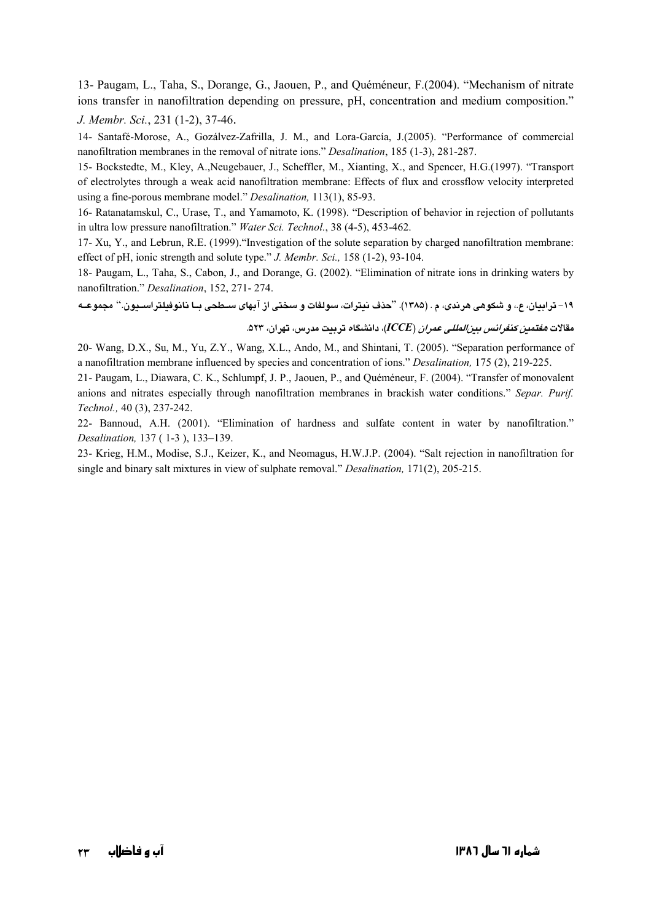13- Paugam, L., Taha, S., Dorange, G., Jaouen, P., and Quéméneur, F.(2004). "Mechanism of nitrate ions transfer in nanofiltration depending on pressure, pH, concentration and medium composition." *J. Membr. Sci.*, 231 (1-2), 37-46.

14- Santafé-Morose, A., Gozálvez-Zafrilla, J. M., and Lora-García, J.(2005). "Performance of commercial nanofiltration membranes in the removal of nitrate ions." *Desalination*, 185 (1-3), 281-287.

15- Bockstedte, M., Kley, A.,Neugebauer, J., Scheffler, M., Xianting, X., and Spencer, H.G.(1997). "Transport of electrolytes through a weak acid nanofiltration membrane: Effects of flux and crossflow velocity interpreted using a fine-porous membrane model." *Desalination,* 113(1), 85-93.

16- Ratanatamskul, C., Urase, T., and Yamamoto, K. (1998). "Description of behavior in rejection of pollutants in ultra low pressure nanofiltration." *Water Sci. Technol.*, 38 (4-5), 453-462.

17- Xu, Y., and Lebrun, R.E. (1999)."Investigation of the solute separation by charged nanofiltration membrane: effect of pH, ionic strength and solute type." *J. Membr. Sci.,* 158 (1-2), 93-104.

18- Paugam, L., Taha, S., Cabon, J., and Dorange, G. (2002). "Elimination of nitrate ions in drinking waters by nanofiltration." *Desalination*, 152, 271- 274.

۱۹- ترابیان، ع.، و شکوهی هرندی، م . (۱۳۸۵). "حذف نیترات، سولفات و سختی از آبهای سطحی با نانوفیلتراسیون." مجموعه مقالات *هفتمین کنفرانس بین‌المللی عمران* (*ICCE*)، دانشگاه تربیت مدرس، تهران، ۵۲۳.

20- Wang, D.X., Su, M., Yu, Z.Y., Wang, X.L., Ando, M., and Shintani, T. (2005). "Separation performance of a nanofiltration membrane influenced by species and concentration of ions." *Desalination,* 175 (2), 219-225.

21- Paugam, L., Diawara, C. K., Schlumpf, J. P., Jaouen, P., and Quéméneur, F. (2004). "Transfer of monovalent anions and nitrates especially through nanofiltration membranes in brackish water conditions." *Separ. Purif. Technol.,* 40 (3), 237-242.

22- Bannoud, A.H. (2001). "Elimination of hardness and sulfate content in water by nanofiltration." *Desalination,* 137 ( 1-3 ), 133–139.

23- Krieg, H.M., Modise, S.J., Keizer, K., and Neomagus, H.W.J.P. (2004). "Salt rejection in nanofiltration for single and binary salt mixtures in view of sulphate removal." *Desalination,* 171(2), 205-215.